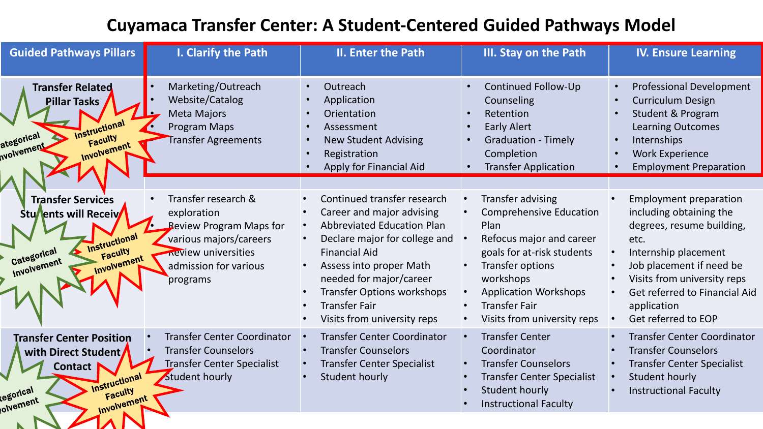# Cuyamaca Transfer Center: A Student-Centered Guided Pathways Model

| Guided Pathways Pillars | I. Clarify the Path | II. Enter the Path | III. Stay on the Path | IV. Ensure Learning |
|---|---|---|---|---|
| **Transfer Related Pillar Tasks** | • Marketing/Outreach<br>• Website/Catalog<br>• Meta Majors<br>• Program Maps<br>• Transfer Agreements | • Outreach<br>• Application<br>• Orientation<br>• Assessment<br>• New Student Advising<br>• Registration<br>• Apply for Financial Aid | • Continued Follow-Up Counseling<br>• Retention<br>• Early Alert<br>• Graduation - Timely Completion<br>• Transfer Application | • Professional Development<br>• Curriculum Design<br>• Student & Program Learning Outcomes<br>• Internships<br>• Work Experience<br>• Employment Preparation |
| **Transfer Services Students will Receive** | • Transfer research & exploration<br>• Review Program Maps for various majors/careers<br>• Review universities admission for various programs | • Continued transfer research<br>• Career and major advising<br>• Abbreviated Education Plan<br>• Declare major for college and Financial Aid<br>• Assess into proper Math needed for major/career<br>• Transfer Options workshops<br>• Transfer Fair<br>• Visits from university reps | • Transfer advising<br>• Comprehensive Education Plan<br>• Refocus major and career goals for at-risk students<br>• Transfer options workshops<br>• Application Workshops<br>• Transfer Fair<br>• Visits from university reps | • Employment preparation including obtaining the degrees, resume building, etc.<br>• Internship placement<br>• Job placement if need be<br>• Visits from university reps<br>• Get referred to Financial Aid application<br>• Get referred to EOP |
| **Transfer Center Position with Direct Student Contact** | • Transfer Center Coordinator<br>• Transfer Counselors<br>• Transfer Center Specialist<br>• Student hourly | • Transfer Center Coordinator<br>• Transfer Counselors<br>• Transfer Center Specialist<br>• Student hourly | • Transfer Center Coordinator<br>• Transfer Counselors<br>• Transfer Center Specialist<br>• Student hourly<br>• Instructional Faculty | • Transfer Center Coordinator<br>• Transfer Counselors<br>• Transfer Center Specialist<br>• Student hourly<br>• Instructional Faculty |

Categorical Involvement

Instructional Faculty Involvement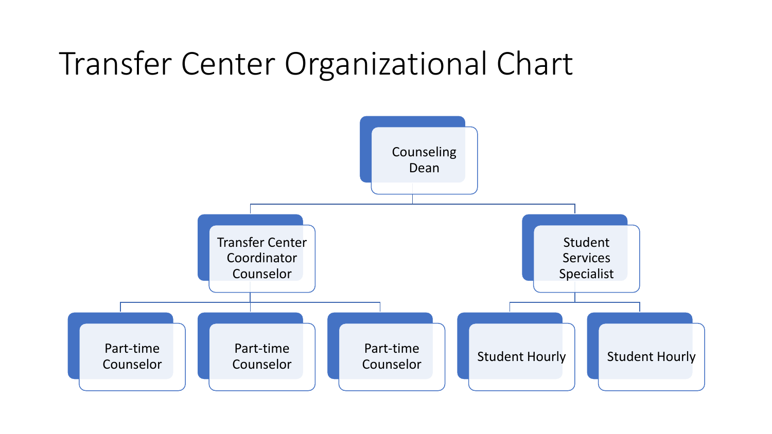# Transfer Center Organizational Chart

Counseling Dean

Transfer Center Coordinator Counselor

Student Services Specialist

Part-time Counselor

Part-time Counselor

Part-time Counselor

Student Hourly

Student Hourly